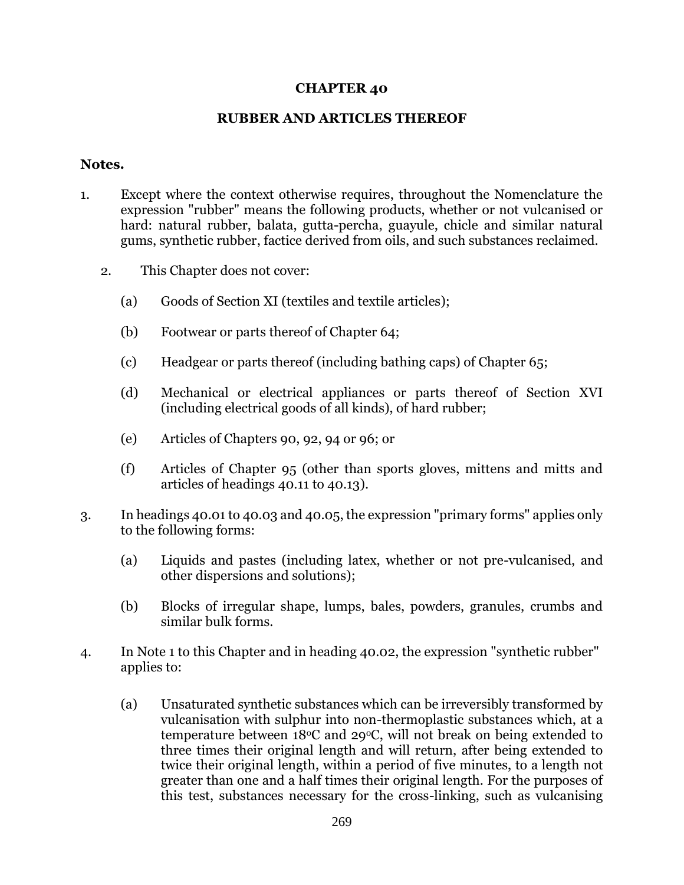# CHAPTER 40

## RUBBER AND ARTICLES THEREOF

**Notes.**

1. Except where the context otherwise requires, throughout the Nomenclature the expression "rubber" means the following products, whether or not vulcanised or hard: natural rubber, balata, gutta-percha, guayule, chicle and similar natural gums, synthetic rubber, factice derived from oils, and such substances reclaimed.

2. This Chapter does not cover:

   (a) Goods of Section XI (textiles and textile articles);

   (b) Footwear or parts thereof of Chapter 64;

   (c) Headgear or parts thereof (including bathing caps) of Chapter 65;

   (d) Mechanical or electrical appliances or parts thereof of Section XVI (including electrical goods of all kinds), of hard rubber;

   (e) Articles of Chapters 90, 92, 94 or 96; or

   (f) Articles of Chapter 95 (other than sports gloves, mittens and mitts and articles of headings 40.11 to 40.13).

3. In headings 40.01 to 40.03 and 40.05, the expression "primary forms" applies only to the following forms:

   (a) Liquids and pastes (including latex, whether or not pre-vulcanised, and other dispersions and solutions);

   (b) Blocks of irregular shape, lumps, bales, powders, granules, crumbs and similar bulk forms.

4. In Note 1 to this Chapter and in heading 40.02, the expression "synthetic rubber" applies to:

   (a) Unsaturated synthetic substances which can be irreversibly transformed by vulcanisation with sulphur into non-thermoplastic substances which, at a temperature between 18°C and 29°C, will not break on being extended to three times their original length and will return, after being extended to twice their original length, within a period of five minutes, to a length not greater than one and a half times their original length. For the purposes of this test, substances necessary for the cross-linking, such as vulcanising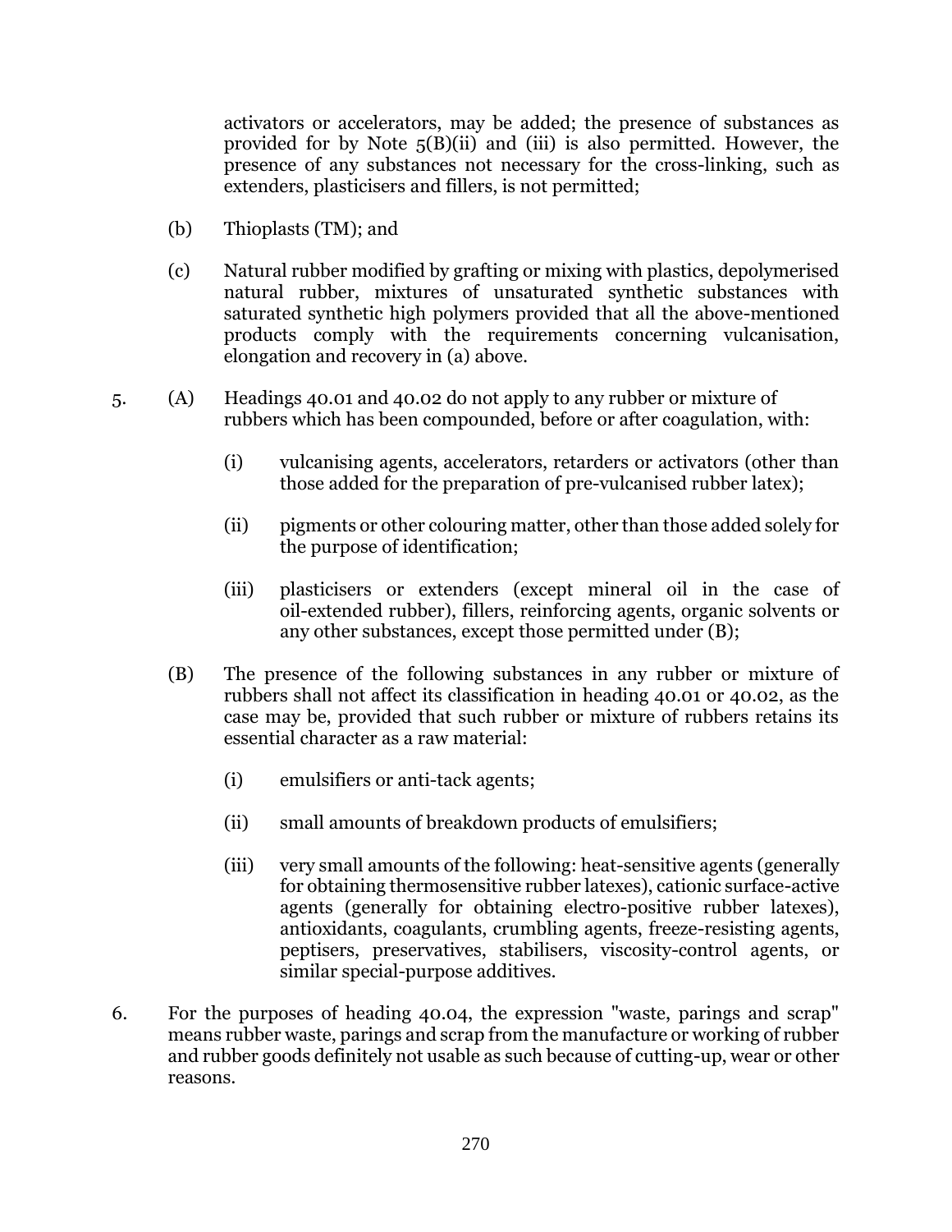activators or accelerators, may be added; the presence of substances as provided for by Note 5(B)(ii) and (iii) is also permitted. However, the presence of any substances not necessary for the cross-linking, such as extenders, plasticisers and fillers, is not permitted;

(b) Thioplasts (TM); and

(c) Natural rubber modified by grafting or mixing with plastics, depolymerised natural rubber, mixtures of unsaturated synthetic substances with saturated synthetic high polymers provided that all the above-mentioned products comply with the requirements concerning vulcanisation, elongation and recovery in (a) above.

5. (A) Headings 40.01 and 40.02 do not apply to any rubber or mixture of rubbers which has been compounded, before or after coagulation, with:

   (i) vulcanising agents, accelerators, retarders or activators (other than those added for the preparation of pre-vulcanised rubber latex);

   (ii) pigments or other colouring matter, other than those added solely for the purpose of identification;

   (iii) plasticisers or extenders (except mineral oil in the case of oil-extended rubber), fillers, reinforcing agents, organic solvents or any other substances, except those permitted under (B);

   (B) The presence of the following substances in any rubber or mixture of rubbers shall not affect its classification in heading 40.01 or 40.02, as the case may be, provided that such rubber or mixture of rubbers retains its essential character as a raw material:

   (i) emulsifiers or anti-tack agents;

   (ii) small amounts of breakdown products of emulsifiers;

   (iii) very small amounts of the following: heat-sensitive agents (generally for obtaining thermosensitive rubber latexes), cationic surface-active agents (generally for obtaining electro-positive rubber latexes), antioxidants, coagulants, crumbling agents, freeze-resisting agents, peptisers, preservatives, stabilisers, viscosity-control agents, or similar special-purpose additives.

6. For the purposes of heading 40.04, the expression "waste, parings and scrap" means rubber waste, parings and scrap from the manufacture or working of rubber and rubber goods definitely not usable as such because of cutting-up, wear or other reasons.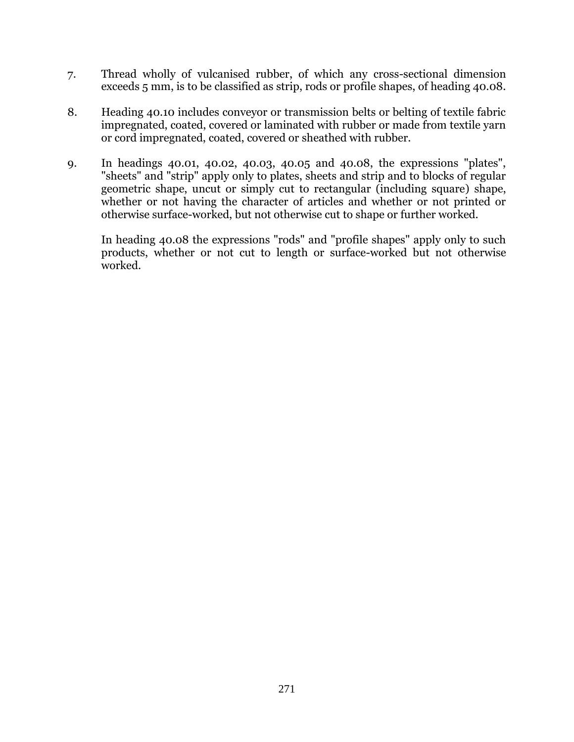7. Thread wholly of vulcanised rubber, of which any cross-sectional dimension exceeds 5 mm, is to be classified as strip, rods or profile shapes, of heading 40.08.

8. Heading 40.10 includes conveyor or transmission belts or belting of textile fabric impregnated, coated, covered or laminated with rubber or made from textile yarn or cord impregnated, coated, covered or sheathed with rubber.

9. In headings 40.01, 40.02, 40.03, 40.05 and 40.08, the expressions "plates", "sheets" and "strip" apply only to plates, sheets and strip and to blocks of regular geometric shape, uncut or simply cut to rectangular (including square) shape, whether or not having the character of articles and whether or not printed or otherwise surface-worked, but not otherwise cut to shape or further worked.

   In heading 40.08 the expressions "rods" and "profile shapes" apply only to such products, whether or not cut to length or surface-worked but not otherwise worked.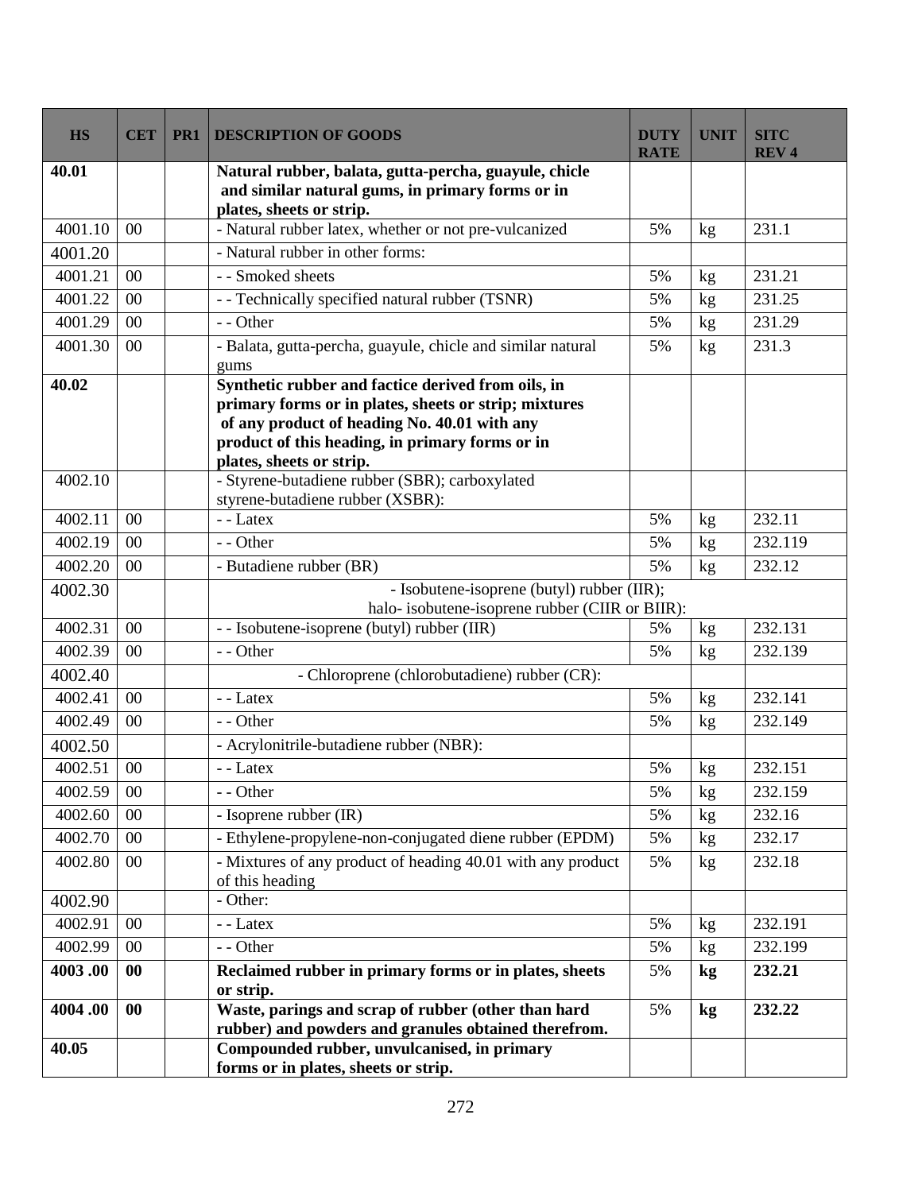| HS | CET | PR1 | DESCRIPTION OF GOODS | DUTY RATE | UNIT | SITC REV 4 |
|---|---|---|---|---|---|---|
| **40.01** | | | **Natural rubber, balata, gutta-percha, guayule, chicle and similar natural gums, in primary forms or in plates, sheets or strip.** | | | |
| 4001.10 | 00 | | - Natural rubber latex, whether or not pre-vulcanized | 5% | kg | 231.1 |
| 4001.20 | | | - Natural rubber in other forms: | | | |
| 4001.21 | 00 | | - - Smoked sheets | 5% | kg | 231.21 |
| 4001.22 | 00 | | - - Technically specified natural rubber (TSNR) | 5% | kg | 231.25 |
| 4001.29 | 00 | | - - Other | 5% | kg | 231.29 |
| 4001.30 | 00 | | - Balata, gutta-percha, guayule, chicle and similar natural gums | 5% | kg | 231.3 |
| **40.02** | | | **Synthetic rubber and factice derived from oils, in primary forms or in plates, sheets or strip; mixtures of any product of heading No. 40.01 with any product of this heading, in primary forms or in plates, sheets or strip.** | | | |
| 4002.10 | | | - Styrene-butadiene rubber (SBR); carboxylated styrene-butadiene rubber (XSBR): | | | |
| 4002.11 | 00 | | - - Latex | 5% | kg | 232.11 |
| 4002.19 | 00 | | - - Other | 5% | kg | 232.119 |
| 4002.20 | 00 | | - Butadiene rubber (BR) | 5% | kg | 232.12 |
| 4002.30 | | | - Isobutene-isoprene (butyl) rubber (IIR); halo- isobutene-isoprene rubber (CIIR or BIIR): | | | |
| 4002.31 | 00 | | - - Isobutene-isoprene (butyl) rubber (IIR) | 5% | kg | 232.131 |
| 4002.39 | 00 | | - - Other | 5% | kg | 232.139 |
| 4002.40 | | | - Chloroprene (chlorobutadiene) rubber (CR): | | | |
| 4002.41 | 00 | | - - Latex | 5% | kg | 232.141 |
| 4002.49 | 00 | | - - Other | 5% | kg | 232.149 |
| 4002.50 | | | - Acrylonitrile-butadiene rubber (NBR): | | | |
| 4002.51 | 00 | | - - Latex | 5% | kg | 232.151 |
| 4002.59 | 00 | | - - Other | 5% | kg | 232.159 |
| 4002.60 | 00 | | - Isoprene rubber (IR) | 5% | kg | 232.16 |
| 4002.70 | 00 | | - Ethylene-propylene-non-conjugated diene rubber (EPDM) | 5% | kg | 232.17 |
| 4002.80 | 00 | | - Mixtures of any product of heading 40.01 with any product of this heading | 5% | kg | 232.18 |
| 4002.90 | | | - Other: | | | |
| 4002.91 | 00 | | - - Latex | 5% | kg | 232.191 |
| 4002.99 | 00 | | - - Other | 5% | kg | 232.199 |
| **4003 .00** | **00** | | **Reclaimed rubber in primary forms or in plates, sheets or strip.** | 5% | **kg** | **232.21** |
| **4004 .00** | **00** | | **Waste, parings and scrap of rubber (other than hard rubber) and powders and granules obtained therefrom.** | 5% | **kg** | **232.22** |
| **40.05** | | | **Compounded rubber, unvulcanised, in primary forms or in plates, sheets or strip.** | | | |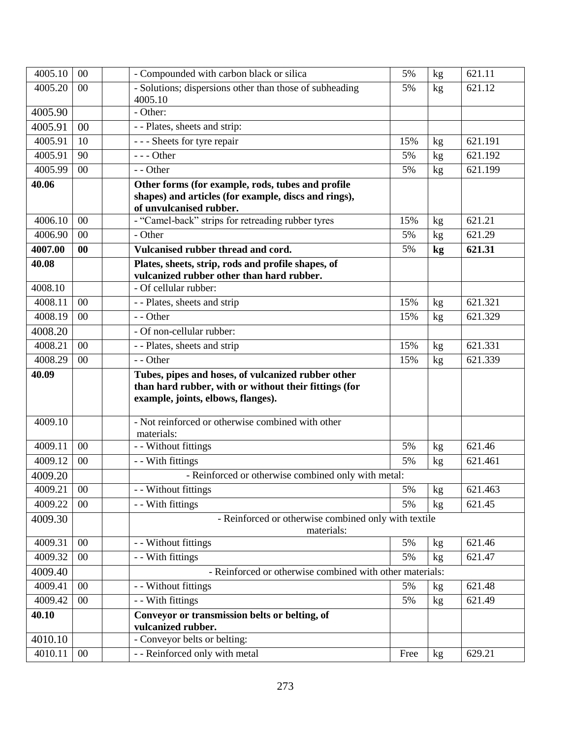| | | | | | | |
|---|---|---|---|---|---|---|
| 4005.10 | 00 | | - Compounded with carbon black or silica | 5% | kg | 621.11 |
| 4005.20 | 00 | | - Solutions; dispersions other than those of subheading 4005.10 | 5% | kg | 621.12 |
| 4005.90 | | | - Other: | | | |
| 4005.91 | 00 | | - - Plates, sheets and strip: | | | |
| 4005.91 | 10 | | - - - Sheets for tyre repair | 15% | kg | 621.191 |
| 4005.91 | 90 | | - - - Other | 5% | kg | 621.192 |
| 4005.99 | 00 | | - - Other | 5% | kg | 621.199 |
| **40.06** | | | **Other forms (for example, rods, tubes and profile shapes) and articles (for example, discs and rings), of unvulcanised rubber.** | | | |
| 4006.10 | 00 | | - "Camel-back" strips for retreading rubber tyres | 15% | kg | 621.21 |
| 4006.90 | 00 | | - Other | 5% | kg | 621.29 |
| **4007.00** | **00** | | **Vulcanised rubber thread and cord.** | 5% | **kg** | **621.31** |
| **40.08** | | | **Plates, sheets, strip, rods and profile shapes, of vulcanized rubber other than hard rubber.** | | | |
| 4008.10 | | | - Of cellular rubber: | | | |
| 4008.11 | 00 | | - - Plates, sheets and strip | 15% | kg | 621.321 |
| 4008.19 | 00 | | - - Other | 15% | kg | 621.329 |
| 4008.20 | | | - Of non-cellular rubber: | | | |
| 4008.21 | 00 | | - - Plates, sheets and strip | 15% | kg | 621.331 |
| 4008.29 | 00 | | - - Other | 15% | kg | 621.339 |
| **40.09** | | | **Tubes, pipes and hoses, of vulcanized rubber other than hard rubber, with or without their fittings (for example, joints, elbows, flanges).** | | | |
| 4009.10 | | | - Not reinforced or otherwise combined with other materials: | | | |
| 4009.11 | 00 | | - - Without fittings | 5% | kg | 621.46 |
| 4009.12 | 00 | | - - With fittings | 5% | kg | 621.461 |
| 4009.20 | | | - Reinforced or otherwise combined only with metal: | | | |
| 4009.21 | 00 | | - - Without fittings | 5% | kg | 621.463 |
| 4009.22 | 00 | | - - With fittings | 5% | kg | 621.45 |
| 4009.30 | | | - Reinforced or otherwise combined only with textile materials: | | | |
| 4009.31 | 00 | | - - Without fittings | 5% | kg | 621.46 |
| 4009.32 | 00 | | - - With fittings | 5% | kg | 621.47 |
| 4009.40 | | | - Reinforced or otherwise combined with other materials: | | | |
| 4009.41 | 00 | | - - Without fittings | 5% | kg | 621.48 |
| 4009.42 | 00 | | - - With fittings | 5% | kg | 621.49 |
| **40.10** | | | **Conveyor or transmission belts or belting, of vulcanized rubber.** | | | |
| 4010.10 | | | - Conveyor belts or belting: | | | |
| 4010.11 | 00 | | - - Reinforced only with metal | Free | kg | 629.21 |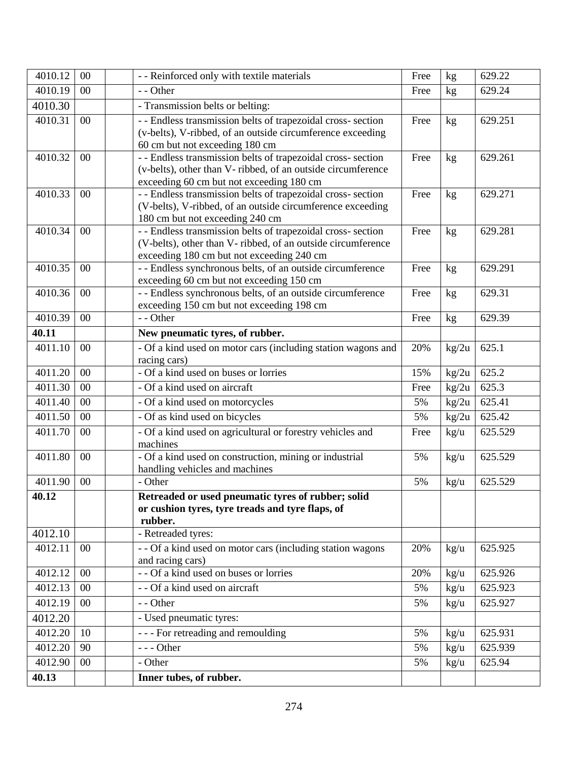| 4010.12 | 00 | | - - Reinforced only with textile materials | Free | kg | 629.22 |
|---|---|---|---|---|---|---|
| 4010.19 | 00 | | - - Other | Free | kg | 629.24 |
| 4010.30 | | | - Transmission belts or belting: | | | |
| 4010.31 | 00 | | - - Endless transmission belts of trapezoidal cross- section (v-belts), V-ribbed, of an outside circumference exceeding 60 cm but not exceeding 180 cm | Free | kg | 629.251 |
| 4010.32 | 00 | | - - Endless transmission belts of trapezoidal cross- section (v-belts), other than V- ribbed, of an outside circumference exceeding 60 cm but not exceeding 180 cm | Free | kg | 629.261 |
| 4010.33 | 00 | | - - Endless transmission belts of trapezoidal cross- section (V-belts), V-ribbed, of an outside circumference exceeding 180 cm but not exceeding 240 cm | Free | kg | 629.271 |
| 4010.34 | 00 | | - - Endless transmission belts of trapezoidal cross- section (V-belts), other than V- ribbed, of an outside circumference exceeding 180 cm but not exceeding 240 cm | Free | kg | 629.281 |
| 4010.35 | 00 | | - - Endless synchronous belts, of an outside circumference exceeding 60 cm but not exceeding 150 cm | Free | kg | 629.291 |
| 4010.36 | 00 | | - - Endless synchronous belts, of an outside circumference exceeding 150 cm but not exceeding 198 cm | Free | kg | 629.31 |
| 4010.39 | 00 | | - - Other | Free | kg | 629.39 |
| **40.11** | | | **New pneumatic tyres, of rubber.** | | | |
| 4011.10 | 00 | | - Of a kind used on motor cars (including station wagons and racing cars) | 20% | kg/2u | 625.1 |
| 4011.20 | 00 | | - Of a kind used on buses or lorries | 15% | kg/2u | 625.2 |
| 4011.30 | 00 | | - Of a kind used on aircraft | Free | kg/2u | 625.3 |
| 4011.40 | 00 | | - Of a kind used on motorcycles | 5% | kg/2u | 625.41 |
| 4011.50 | 00 | | - Of as kind used on bicycles | 5% | kg/2u | 625.42 |
| 4011.70 | 00 | | - Of a kind used on agricultural or forestry vehicles and machines | Free | kg/u | 625.529 |
| 4011.80 | 00 | | - Of a kind used on construction, mining or industrial handling vehicles and machines | 5% | kg/u | 625.529 |
| 4011.90 | 00 | | - Other | 5% | kg/u | 625.529 |
| **40.12** | | | **Retreaded or used pneumatic tyres of rubber; solid or cushion tyres, tyre treads and tyre flaps, of rubber.** | | | |
| 4012.10 | | | - Retreaded tyres: | | | |
| 4012.11 | 00 | | - - Of a kind used on motor cars (including station wagons and racing cars) | 20% | kg/u | 625.925 |
| 4012.12 | 00 | | - - Of a kind used on buses or lorries | 20% | kg/u | 625.926 |
| 4012.13 | 00 | | - - Of a kind used on aircraft | 5% | kg/u | 625.923 |
| 4012.19 | 00 | | - - Other | 5% | kg/u | 625.927 |
| 4012.20 | | | - Used pneumatic tyres: | | | |
| 4012.20 | 10 | | - - - For retreading and remoulding | 5% | kg/u | 625.931 |
| 4012.20 | 90 | | - - - Other | 5% | kg/u | 625.939 |
| 4012.90 | 00 | | - Other | 5% | kg/u | 625.94 |
| **40.13** | | | **Inner tubes, of rubber.** | | | |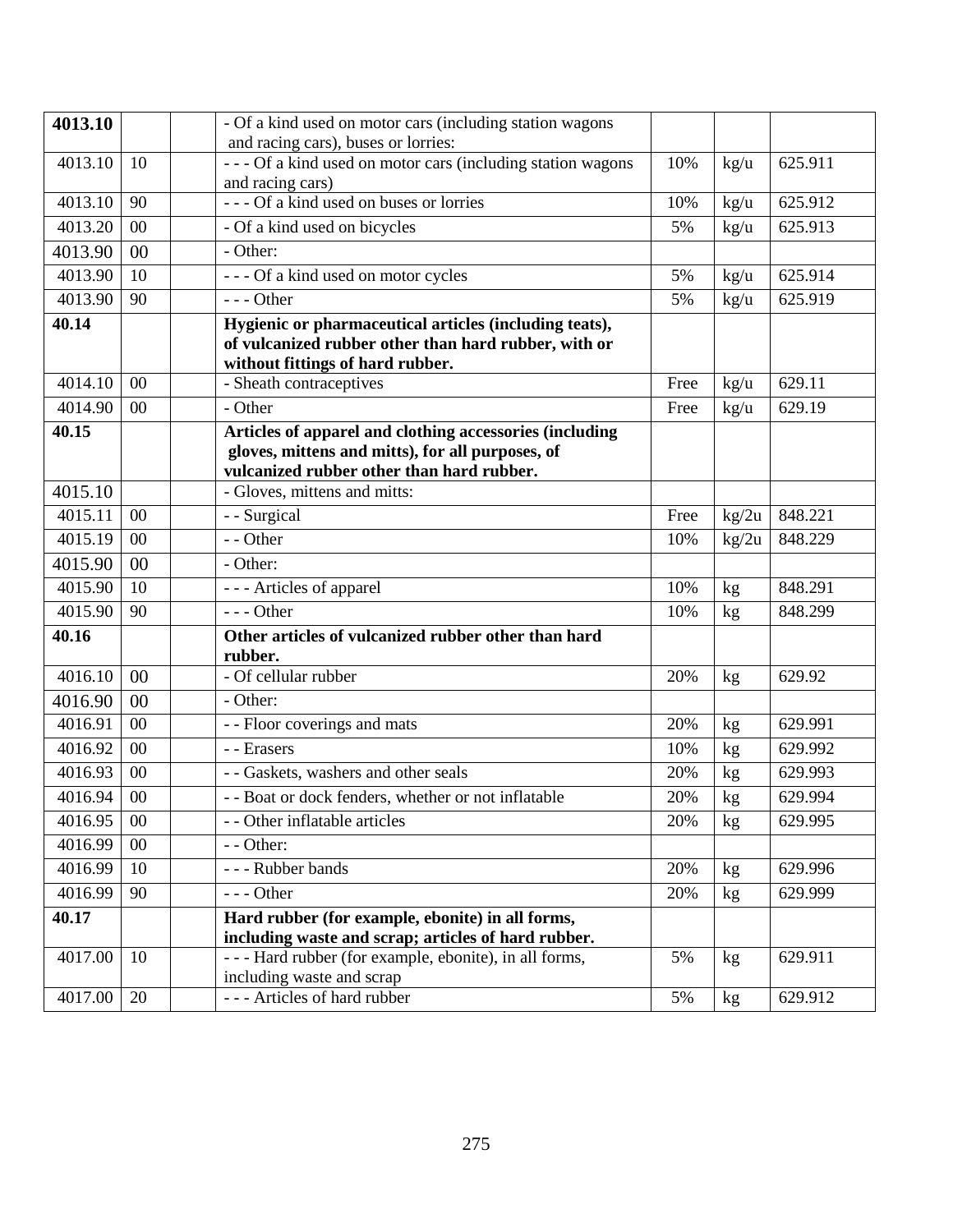| | | | | | | |
|---|---|---|---|---|---|---|
| **4013.10** | | | - Of a kind used on motor cars (including station wagons and racing cars), buses or lorries: | | | |
| 4013.10 | 10 | | - - - Of a kind used on motor cars (including station wagons and racing cars) | 10% | kg/u | 625.911 |
| 4013.10 | 90 | | - - - Of a kind used on buses or lorries | 10% | kg/u | 625.912 |
| 4013.20 | 00 | | - Of a kind used on bicycles | 5% | kg/u | 625.913 |
| 4013.90 | 00 | | - Other: | | | |
| 4013.90 | 10 | | - - - Of a kind used on motor cycles | 5% | kg/u | 625.914 |
| 4013.90 | 90 | | - - - Other | 5% | kg/u | 625.919 |
| **40.14** | | | **Hygienic or pharmaceutical articles (including teats), of vulcanized rubber other than hard rubber, with or without fittings of hard rubber.** | | | |
| 4014.10 | 00 | | - Sheath contraceptives | Free | kg/u | 629.11 |
| 4014.90 | 00 | | - Other | Free | kg/u | 629.19 |
| **40.15** | | | **Articles of apparel and clothing accessories (including gloves, mittens and mitts), for all purposes, of vulcanized rubber other than hard rubber.** | | | |
| 4015.10 | | | - Gloves, mittens and mitts: | | | |
| 4015.11 | 00 | | - - Surgical | Free | kg/2u | 848.221 |
| 4015.19 | 00 | | - - Other | 10% | kg/2u | 848.229 |
| 4015.90 | 00 | | - Other: | | | |
| 4015.90 | 10 | | - - - Articles of apparel | 10% | kg | 848.291 |
| 4015.90 | 90 | | - - - Other | 10% | kg | 848.299 |
| **40.16** | | | **Other articles of vulcanized rubber other than hard rubber.** | | | |
| 4016.10 | 00 | | - Of cellular rubber | 20% | kg | 629.92 |
| 4016.90 | 00 | | - Other: | | | |
| 4016.91 | 00 | | - - Floor coverings and mats | 20% | kg | 629.991 |
| 4016.92 | 00 | | - - Erasers | 10% | kg | 629.992 |
| 4016.93 | 00 | | - - Gaskets, washers and other seals | 20% | kg | 629.993 |
| 4016.94 | 00 | | - - Boat or dock fenders, whether or not inflatable | 20% | kg | 629.994 |
| 4016.95 | 00 | | - - Other inflatable articles | 20% | kg | 629.995 |
| 4016.99 | 00 | | - - Other: | | | |
| 4016.99 | 10 | | - - - Rubber bands | 20% | kg | 629.996 |
| 4016.99 | 90 | | - - - Other | 20% | kg | 629.999 |
| **40.17** | | | **Hard rubber (for example, ebonite) in all forms, including waste and scrap; articles of hard rubber.** | | | |
| 4017.00 | 10 | | - - - Hard rubber (for example, ebonite), in all forms, including waste and scrap | 5% | kg | 629.911 |
| 4017.00 | 20 | | - - - Articles of hard rubber | 5% | kg | 629.912 |